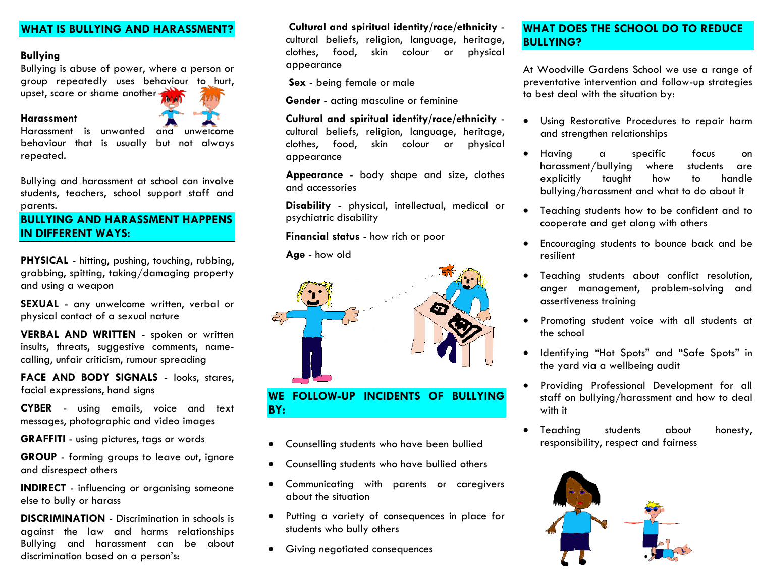## WHAT IS BULLYING AND HARASSMENT?

**Bullying**
Bullying is abuse of power, where a person or group repeatedly uses behaviour to hurt, upset, scare or shame another

**Harassment**
Harassment is unwanted and unwelcome behaviour that is usually but not always repeated.

Bullying and harassment at school can involve students, teachers, school support staff and parents.

## BULLYING AND HARASSMENT HAPPENS IN DIFFERENT WAYS:

**PHYSICAL** - hitting, pushing, touching, rubbing, grabbing, spitting, taking/damaging property and using a weapon

**SEXUAL** - any unwelcome written, verbal or physical contact of a sexual nature

**VERBAL AND WRITTEN** - spoken or written insults, threats, suggestive comments, name-calling, unfair criticism, rumour spreading

**FACE AND BODY SIGNALS** - looks, stares, facial expressions, hand signs

**CYBER** - using emails, voice and text messages, photographic and video images

**GRAFFITI** - using pictures, tags or words

**GROUP** - forming groups to leave out, ignore and disrespect others

**INDIRECT** - influencing or organising someone else to bully or harass

**DISCRIMINATION** - Discrimination in schools is against the law and harms relationships Bullying and harassment can be about discrimination based on a person's:

**Cultural and spiritual identity/race/ethnicity** - cultural beliefs, religion, language, heritage, clothes, food, skin colour or physical appearance

**Sex** - being female or male

**Gender** - acting masculine or feminine

**Cultural and spiritual identity/race/ethnicity** - cultural beliefs, religion, language, heritage, clothes, food, skin colour or physical appearance

**Appearance** - body shape and size, clothes and accessories

**Disability** - physical, intellectual, medical or psychiatric disability

**Financial status** - how rich or poor

**Age** - how old

## WE FOLLOW-UP INCIDENTS OF BULLYING BY:

- Counselling students who have been bullied
- Counselling students who have bullied others
- Communicating with parents or caregivers about the situation
- Putting a variety of consequences in place for students who bully others
- Giving negotiated consequences

## WHAT DOES THE SCHOOL DO TO REDUCE BULLYING?

At Woodville Gardens School we use a range of preventative intervention and follow-up strategies to best deal with the situation by:

- Using Restorative Procedures to repair harm and strengthen relationships
- Having a specific focus on harassment/bullying where students are explicitly taught how to handle bullying/harassment and what to do about it
- Teaching students how to be confident and to cooperate and get along with others
- Encouraging students to bounce back and be resilient
- Teaching students about conflict resolution, anger management, problem-solving and assertiveness training
- Promoting student voice with all students at the school
- Identifying "Hot Spots" and "Safe Spots" in the yard via a wellbeing audit
- Providing Professional Development for all staff on bullying/harassment and how to deal with it
- Teaching students about honesty, responsibility, respect and fairness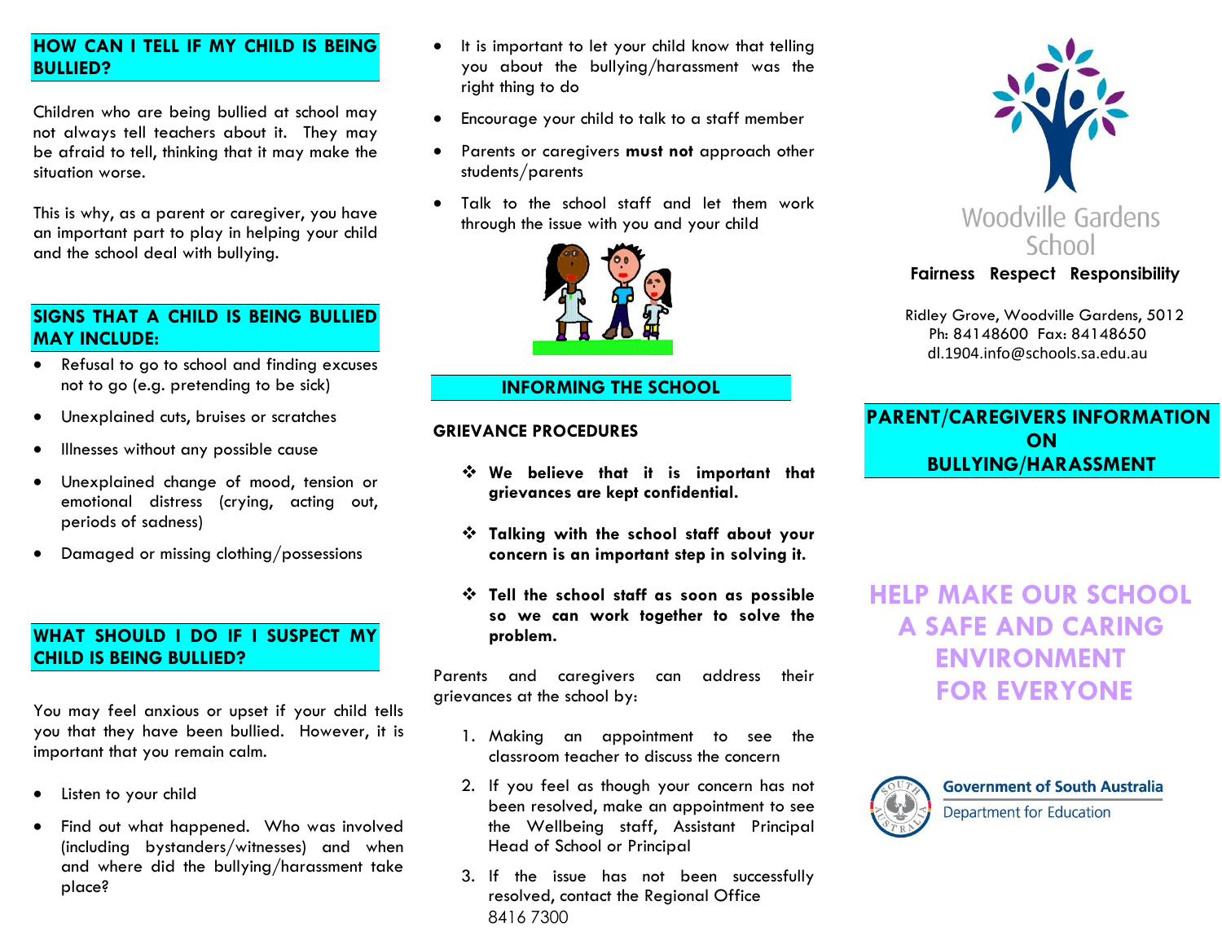## HOW CAN I TELL IF MY CHILD IS BEING BULLIED?

Children who are being bullied at school may not always tell teachers about it. They may be afraid to tell, thinking that it may make the situation worse.

This is why, as a parent or caregiver, you have an important part to play in helping your child and the school deal with bullying.

## SIGNS THAT A CHILD IS BEING BULLIED MAY INCLUDE:

- Refusal to go to school and finding excuses not to go (e.g. pretending to be sick)
- Unexplained cuts, bruises or scratches
- Illnesses without any possible cause
- Unexplained change of mood, tension or emotional distress (crying, acting out, periods of sadness)
- Damaged or missing clothing/possessions

## WHAT SHOULD I DO IF I SUSPECT MY CHILD IS BEING BULLIED?

You may feel anxious or upset if your child tells you that they have been bullied. However, it is important that you remain calm.

- Listen to your child
- Find out what happened. Who was involved (including bystanders/witnesses) and when and where did the bullying/harassment take place?
- It is important to let your child know that telling you about the bullying/harassment was the right thing to do
- Encourage your child to talk to a staff member
- Parents or caregivers **must not** approach other students/parents
- Talk to the school staff and let them work through the issue with you and your child

## INFORMING THE SCHOOL

### GRIEVANCE PROCEDURES

- **We believe that it is important that grievances are kept confidential.**
- **Talking with the school staff about your concern is an important step in solving it.**
- **Tell the school staff as soon as possible so we can work together to solve the problem.**

Parents and caregivers can address their grievances at the school by:

1. Making an appointment to see the classroom teacher to discuss the concern
2. If you feel as though your concern has not been resolved, make an appointment to see the Wellbeing staff, Assistant Principal Head of School or Principal
3. If the issue has not been successfully resolved, contact the Regional Office 8416 7300

Woodville Gardens School

**Fairness Respect Responsibility**

Ridley Grove, Woodville Gardens, 5012
Ph: 84148600 Fax: 84148650
dl.1904.info@schools.sa.edu.au

## PARENT/CAREGIVERS INFORMATION ON BULLYING/HARASSMENT

## HELP MAKE OUR SCHOOL A SAFE AND CARING ENVIRONMENT FOR EVERYONE

Government of South Australia
Department for Education